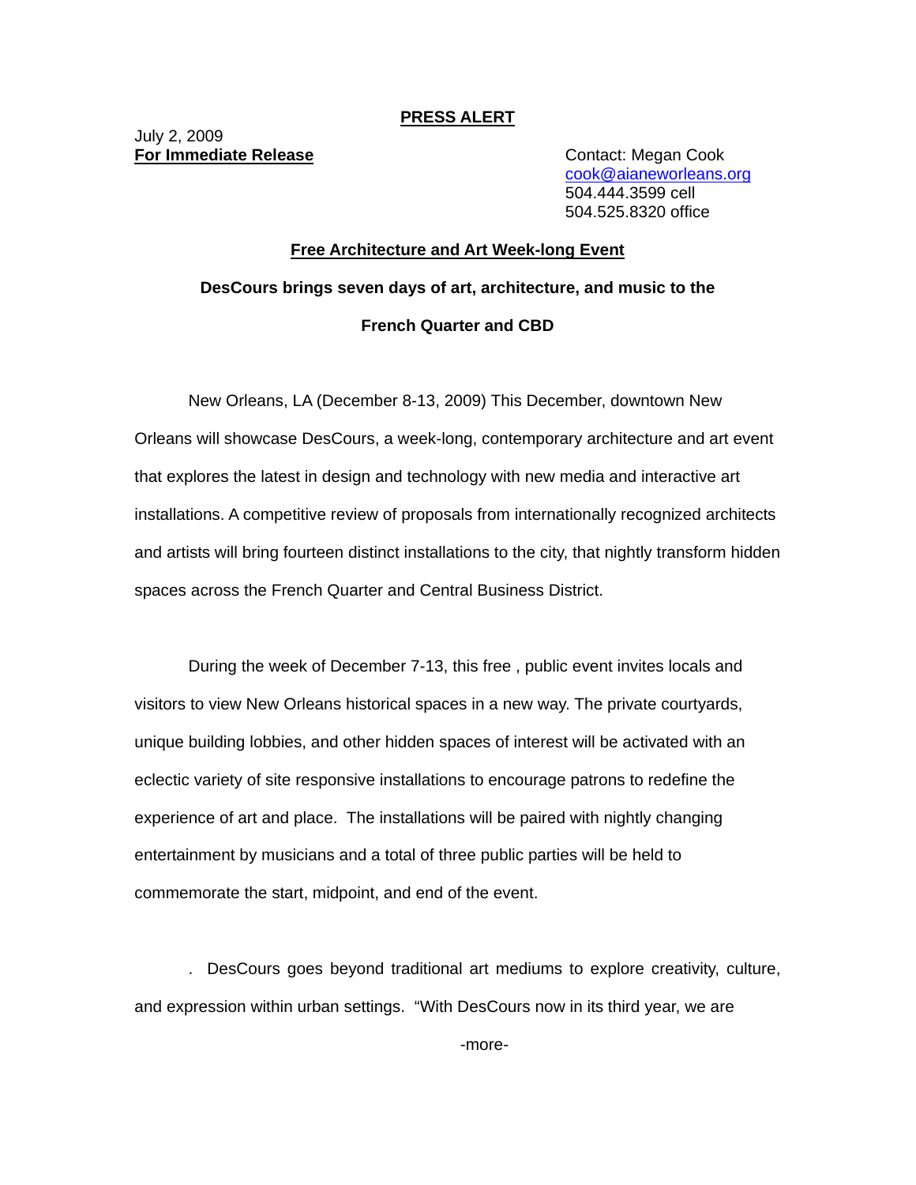**PRESS ALERT**

July 2, 2009
**For Immediate Release**

Contact: Megan Cook
cook@aianeworleans.org
504.444.3599 cell
504.525.8320 office

**Free Architecture and Art Week-long Event**

**DesCours brings seven days of art, architecture, and music to the French Quarter and CBD**

New Orleans, LA (December 8-13, 2009) This December, downtown New Orleans will showcase DesCours, a week-long, contemporary architecture and art event that explores the latest in design and technology with new media and interactive art installations. A competitive review of proposals from internationally recognized architects and artists will bring fourteen distinct installations to the city, that nightly transform hidden spaces across the French Quarter and Central Business District.

During the week of December 7-13, this free , public event invites locals and visitors to view New Orleans historical spaces in a new way. The private courtyards, unique building lobbies, and other hidden spaces of interest will be activated with an eclectic variety of site responsive installations to encourage patrons to redefine the experience of art and place. The installations will be paired with nightly changing entertainment by musicians and a total of three public parties will be held to commemorate the start, midpoint, and end of the event.

. DesCours goes beyond traditional art mediums to explore creativity, culture, and expression within urban settings. "With DesCours now in its third year, we are

-more-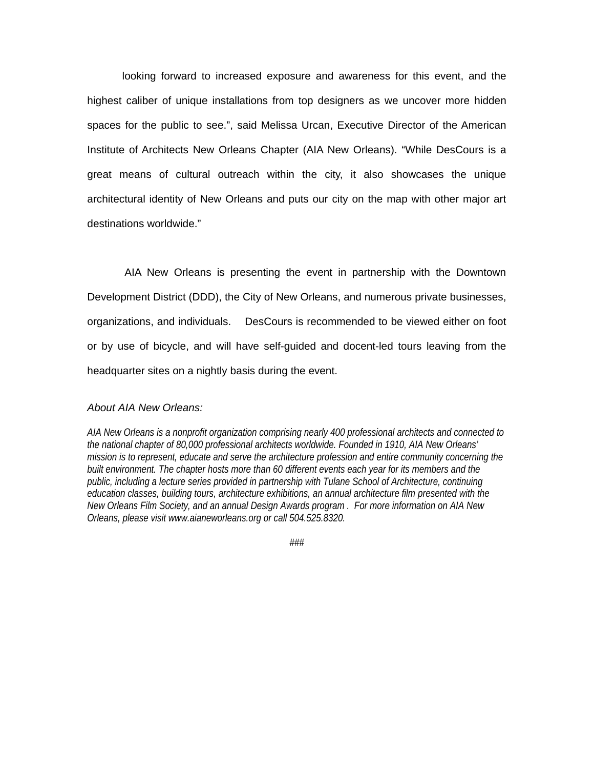looking forward to increased exposure and awareness for this event, and the highest caliber of unique installations from top designers as we uncover more hidden spaces for the public to see.", said Melissa Urcan, Executive Director of the American Institute of Architects New Orleans Chapter (AIA New Orleans). "While DesCours is a great means of cultural outreach within the city, it also showcases the unique architectural identity of New Orleans and puts our city on the map with other major art destinations worldwide."

AIA New Orleans is presenting the event in partnership with the Downtown Development District (DDD), the City of New Orleans, and numerous private businesses, organizations, and individuals. DesCours is recommended to be viewed either on foot or by use of bicycle, and will have self-guided and docent-led tours leaving from the headquarter sites on a nightly basis during the event.

*About AIA New Orleans:*

*AIA New Orleans is a nonprofit organization comprising nearly 400 professional architects and connected to the national chapter of 80,000 professional architects worldwide. Founded in 1910, AIA New Orleans' mission is to represent, educate and serve the architecture profession and entire community concerning the built environment. The chapter hosts more than 60 different events each year for its members and the public, including a lecture series provided in partnership with Tulane School of Architecture, continuing education classes, building tours, architecture exhibitions, an annual architecture film presented with the New Orleans Film Society, and an annual Design Awards program . For more information on AIA New Orleans, please visit www.aianeworleans.org or call 504.525.8320.*

###